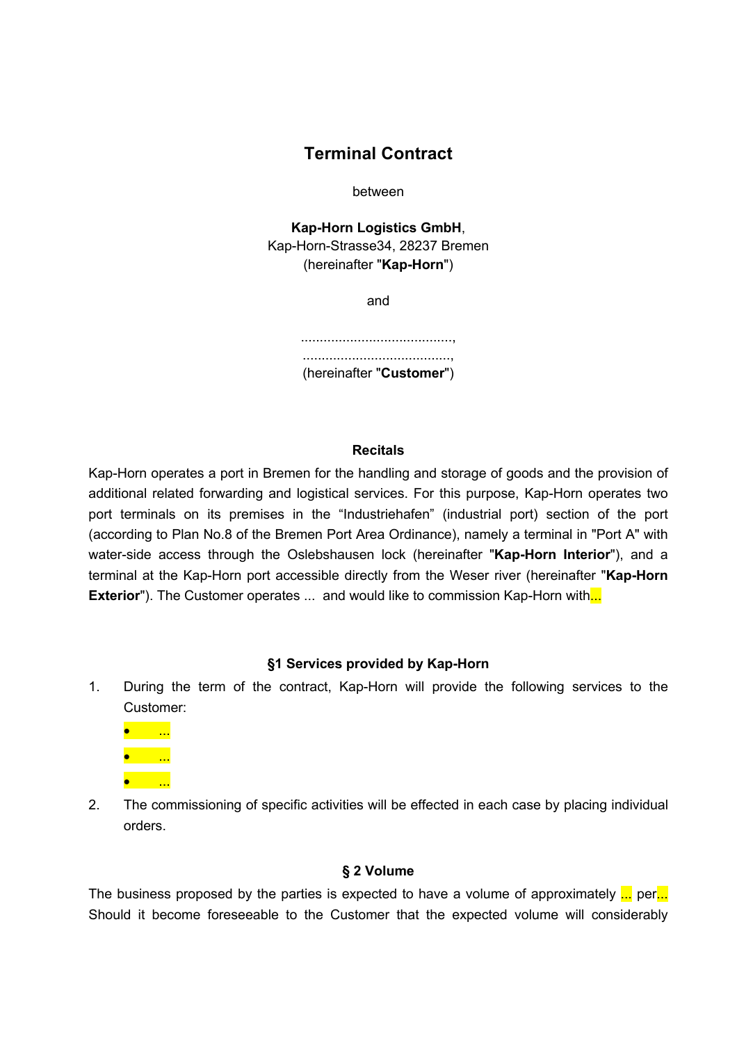# Terminal Contract

between

**Kap-Horn Logistics GmbH**,
Kap-Horn-Strasse34, 28237 Bremen
(hereinafter "**Kap-Horn**")

and

.........................................,
........................................,
(hereinafter "**Customer**")

### Recitals

Kap-Horn operates a port in Bremen for the handling and storage of goods and the provision of additional related forwarding and logistical services. For this purpose, Kap-Horn operates two port terminals on its premises in the "Industriehafen" (industrial port) section of the port (according to Plan No.8 of the Bremen Port Area Ordinance), namely a terminal in "Port A" with water-side access through the Oslebshausen lock (hereinafter "**Kap-Horn Interior**"), and a terminal at the Kap-Horn port accessible directly from the Weser river (hereinafter "**Kap-Horn Exterior**"). The Customer operates ... and would like to commission Kap-Horn with...

### §1 Services provided by Kap-Horn

1. During the term of the contract, Kap-Horn will provide the following services to the Customer:
   - ...
   - ...
   - ...
2. The commissioning of specific activities will be effected in each case by placing individual orders.

### § 2 Volume

The business proposed by the parties is expected to have a volume of approximately ... per... Should it become foreseeable to the Customer that the expected volume will considerably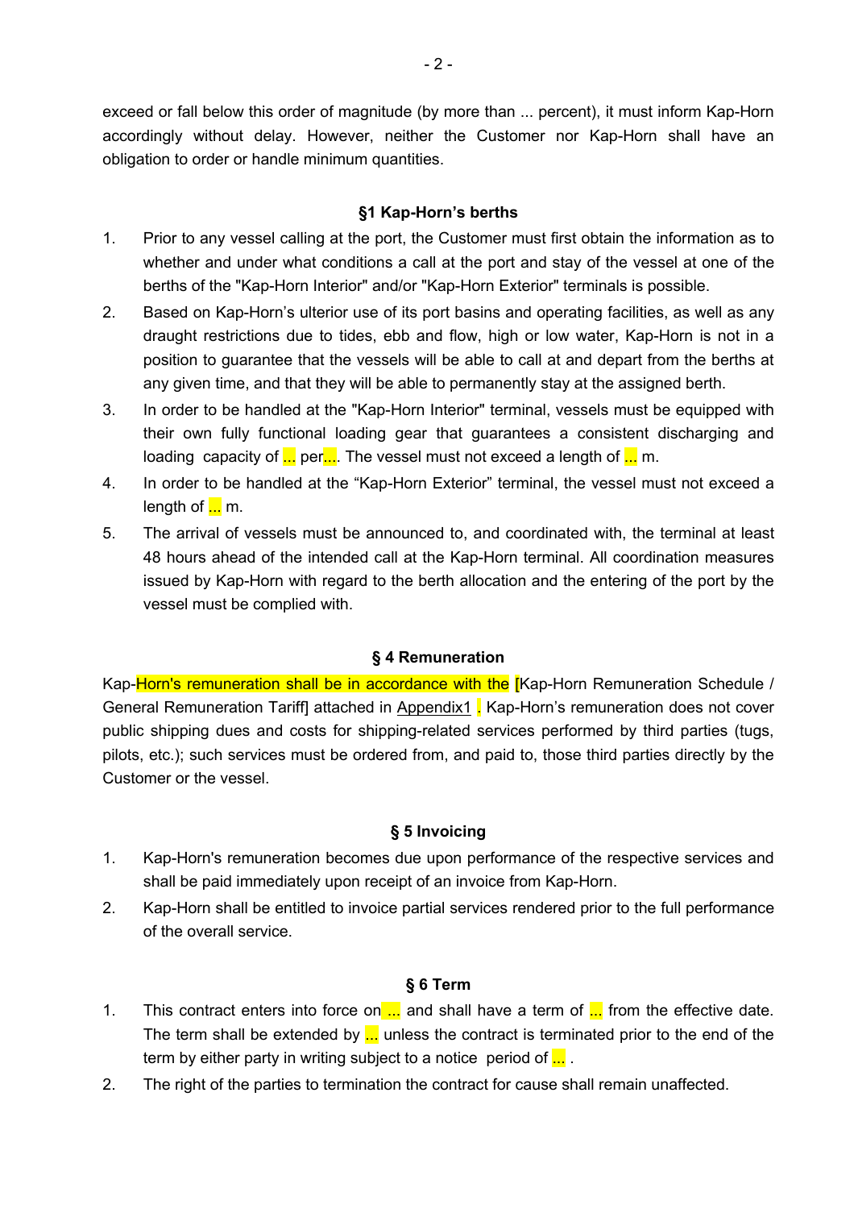exceed or fall below this order of magnitude (by more than ... percent), it must inform Kap-Horn accordingly without delay. However, neither the Customer nor Kap-Horn shall have an obligation to order or handle minimum quantities.

### §1 Kap-Horn's berths

1. Prior to any vessel calling at the port, the Customer must first obtain the information as to whether and under what conditions a call at the port and stay of the vessel at one of the berths of the "Kap-Horn Interior" and/or "Kap-Horn Exterior" terminals is possible.
2. Based on Kap-Horn's ulterior use of its port basins and operating facilities, as well as any draught restrictions due to tides, ebb and flow, high or low water, Kap-Horn is not in a position to guarantee that the vessels will be able to call at and depart from the berths at any given time, and that they will be able to permanently stay at the assigned berth.
3. In order to be handled at the "Kap-Horn Interior" terminal, vessels must be equipped with their own fully functional loading gear that guarantees a consistent discharging and loading capacity of ... per.... The vessel must not exceed a length of ... m.
4. In order to be handled at the "Kap-Horn Exterior" terminal, the vessel must not exceed a length of ... m.
5. The arrival of vessels must be announced to, and coordinated with, the terminal at least 48 hours ahead of the intended call at the Kap-Horn terminal. All coordination measures issued by Kap-Horn with regard to the berth allocation and the entering of the port by the vessel must be complied with.

### § 4 Remuneration

Kap-Horn's remuneration shall be in accordance with the [Kap-Horn Remuneration Schedule / General Remuneration Tariff] attached in Appendix1 . Kap-Horn's remuneration does not cover public shipping dues and costs for shipping-related services performed by third parties (tugs, pilots, etc.); such services must be ordered from, and paid to, those third parties directly by the Customer or the vessel.

### § 5 Invoicing

1. Kap-Horn's remuneration becomes due upon performance of the respective services and shall be paid immediately upon receipt of an invoice from Kap-Horn.
2. Kap-Horn shall be entitled to invoice partial services rendered prior to the full performance of the overall service.

### § 6 Term

1. This contract enters into force on ... and shall have a term of ... from the effective date. The term shall be extended by ... unless the contract is terminated prior to the end of the term by either party in writing subject to a notice period of ... .
2. The right of the parties to termination the contract for cause shall remain unaffected.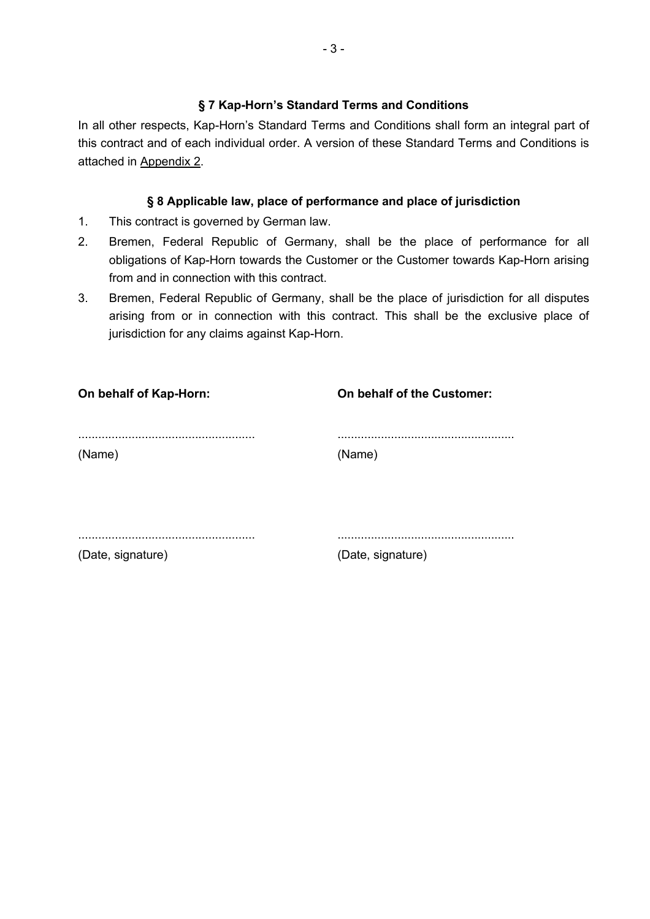### § 7 Kap-Horn's Standard Terms and Conditions

In all other respects, Kap-Horn's Standard Terms and Conditions shall form an integral part of this contract and of each individual order. A version of these Standard Terms and Conditions is attached in Appendix 2.

### § 8 Applicable law, place of performance and place of jurisdiction

1. This contract is governed by German law.
2. Bremen, Federal Republic of Germany, shall be the place of performance for all obligations of Kap-Horn towards the Customer or the Customer towards Kap-Horn arising from and in connection with this contract.
3. Bremen, Federal Republic of Germany, shall be the place of jurisdiction for all disputes arising from or in connection with this contract. This shall be the exclusive place of jurisdiction for any claims against Kap-Horn.

| **On behalf of Kap-Horn:** | **On behalf of the Customer:** |
|---|---|
| ..................................................... | ..................................................... |
| (Name) | (Name) |
| ..................................................... | ..................................................... |
| (Date, signature) | (Date, signature) |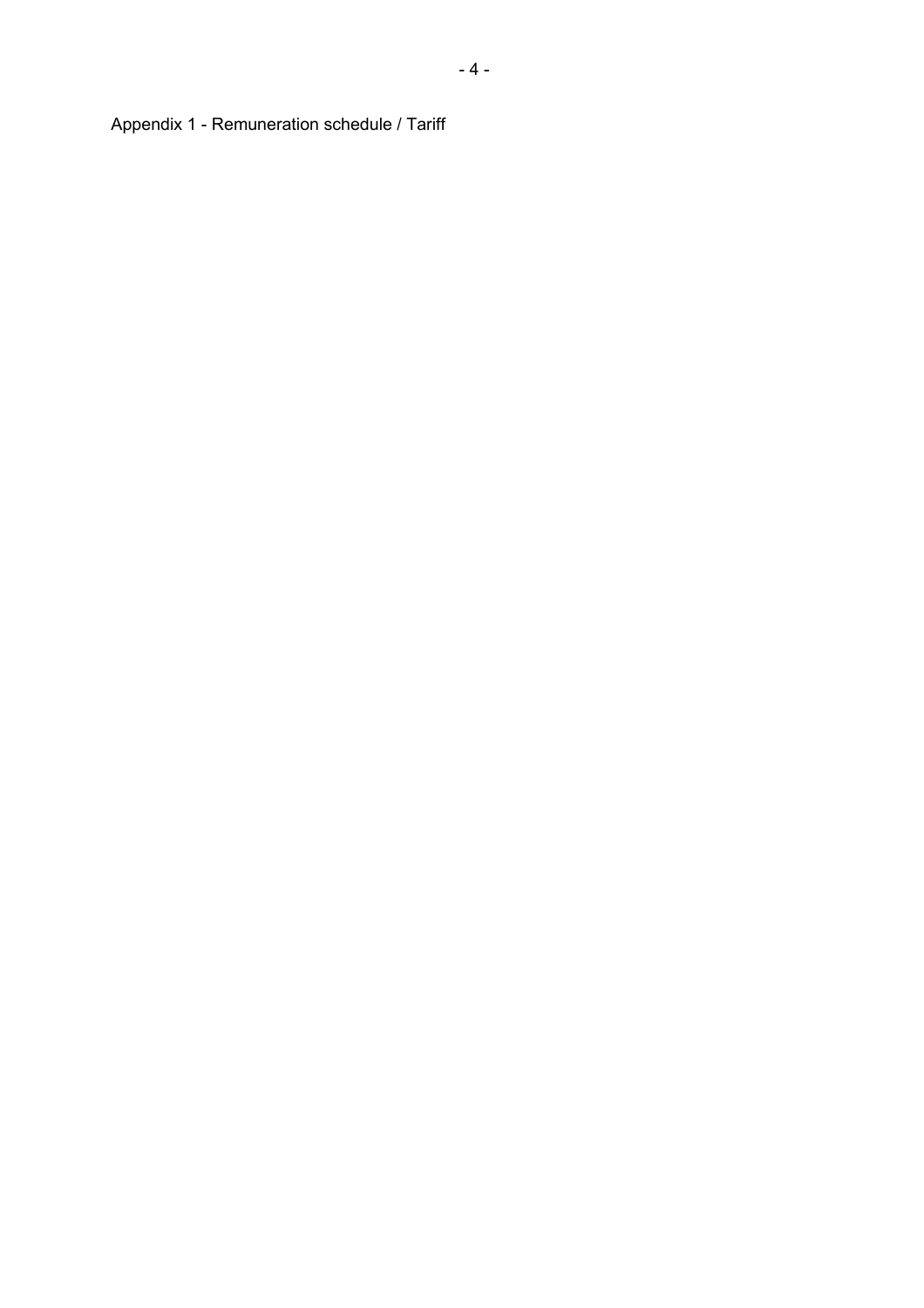Appendix 1 - Remuneration schedule / Tariff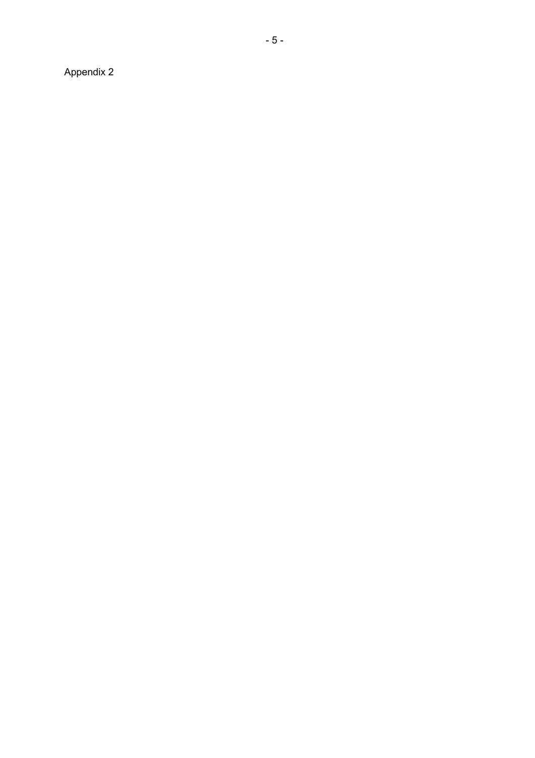Appendix 2